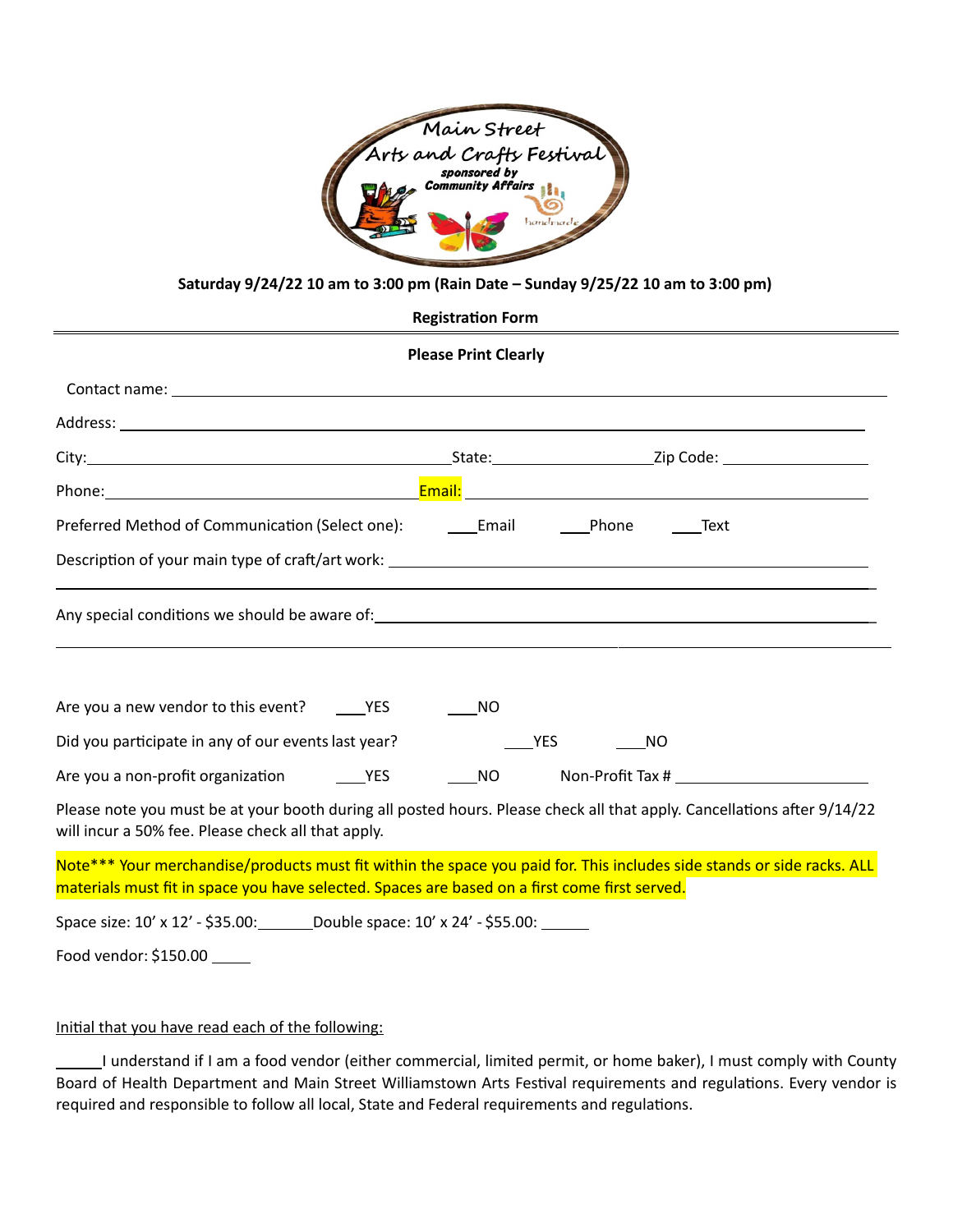Main Street
Arts and Crafts Festival
sponsored by
Community Affairs

**Saturday 9/24/22 10 am to 3:00 pm (Rain Date – Sunday 9/25/22 10 am to 3:00 pm)**

**Registration Form**

**Please Print Clearly**

Contact name: ____________________________________________

Address: ____________________________________________

City: ______________________ State: ______________ Zip Code: ______________

Phone: ______________________ Email: ______________________

Preferred Method of Communication (Select one): ____Email ____Phone ____Text

Description of your main type of craft/art work: ____________________________________________

____________________________________________

Any special conditions we should be aware of: ____________________________________________

____________________________________________

Are you a new vendor to this event? ____YES ____NO

Did you participate in any of our events last year? ____YES ____NO

Are you a non-profit organization ____YES ____NO Non-Profit Tax # ______________

Please note you must be at your booth during all posted hours. Please check all that apply. Cancellations after 9/14/22 will incur a 50% fee. Please check all that apply.

Note*** Your merchandise/products must fit within the space you paid for. This includes side stands or side racks. ALL materials must fit in space you have selected. Spaces are based on a first come first served.

Space size: 10' x 12' - $35.00:______ Double space: 10' x 24' - $55.00: ______

Food vendor: $150.00 _____

Initial that you have read each of the following:

_____I understand if I am a food vendor (either commercial, limited permit, or home baker), I must comply with County Board of Health Department and Main Street Williamstown Arts Festival requirements and regulations. Every vendor is required and responsible to follow all local, State and Federal requirements and regulations.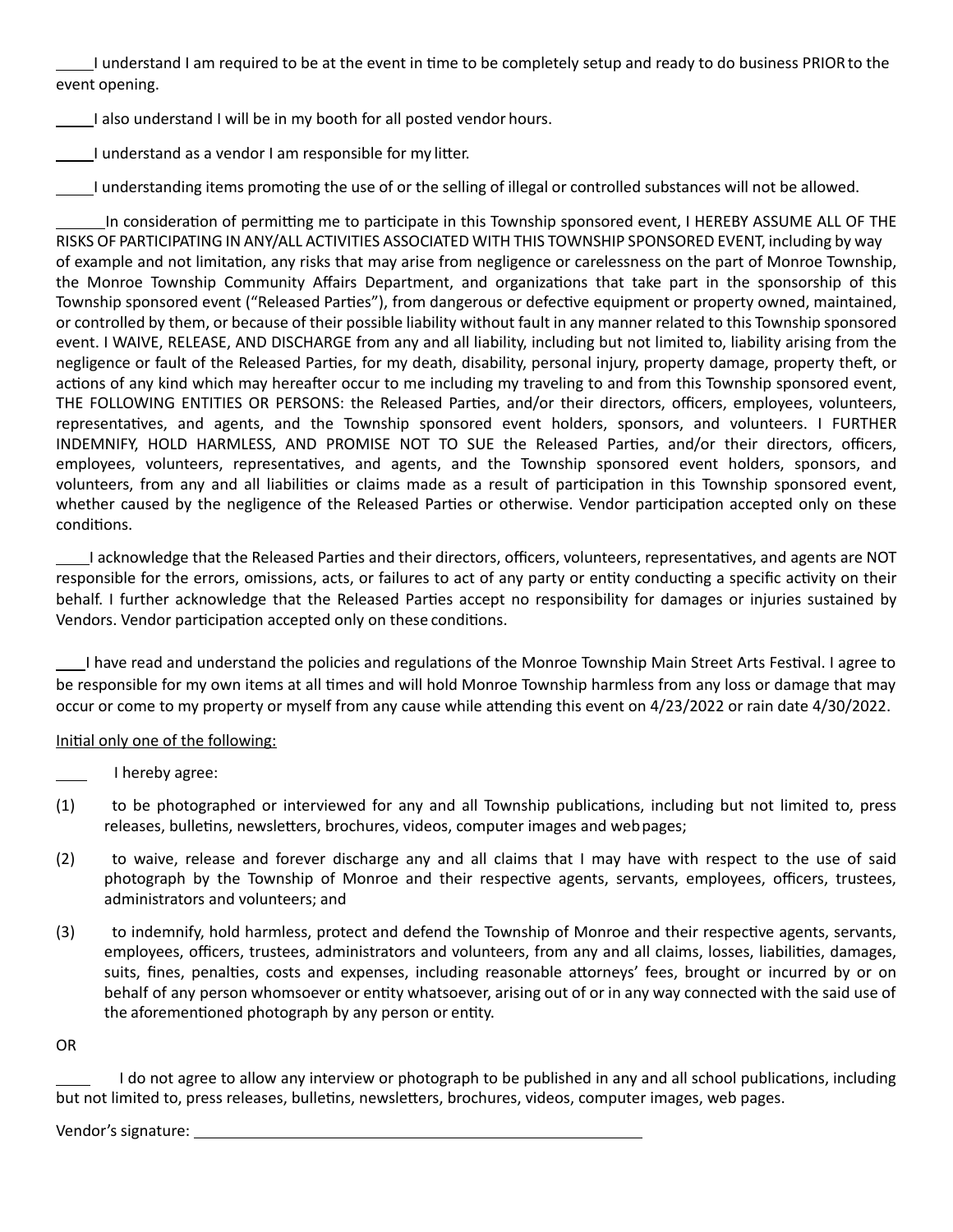_____I understand I am required to be at the event in time to be completely setup and ready to do business PRIOR to the event opening.

_____I also understand I will be in my booth for all posted vendor hours.

_____I understand as a vendor I am responsible for my litter.

_____I understanding items promoting the use of or the selling of illegal or controlled substances will not be allowed.

______In consideration of permitting me to participate in this Township sponsored event, I HEREBY ASSUME ALL OF THE RISKS OF PARTICIPATING IN ANY/ALL ACTIVITIES ASSOCIATED WITH THIS TOWNSHIP SPONSORED EVENT, including by way of example and not limitation, any risks that may arise from negligence or carelessness on the part of Monroe Township, the Monroe Township Community Affairs Department, and organizations that take part in the sponsorship of this Township sponsored event ("Released Parties"), from dangerous or defective equipment or property owned, maintained, or controlled by them, or because of their possible liability without fault in any manner related to this Township sponsored event. I WAIVE, RELEASE, AND DISCHARGE from any and all liability, including but not limited to, liability arising from the negligence or fault of the Released Parties, for my death, disability, personal injury, property damage, property theft, or actions of any kind which may hereafter occur to me including my traveling to and from this Township sponsored event, THE FOLLOWING ENTITIES OR PERSONS: the Released Parties, and/or their directors, officers, employees, volunteers, representatives, and agents, and the Township sponsored event holders, sponsors, and volunteers. I FURTHER INDEMNIFY, HOLD HARMLESS, AND PROMISE NOT TO SUE the Released Parties, and/or their directors, officers, employees, volunteers, representatives, and agents, and the Township sponsored event holders, sponsors, and volunteers, from any and all liabilities or claims made as a result of participation in this Township sponsored event, whether caused by the negligence of the Released Parties or otherwise. Vendor participation accepted only on these conditions.

____I acknowledge that the Released Parties and their directors, officers, volunteers, representatives, and agents are NOT responsible for the errors, omissions, acts, or failures to act of any party or entity conducting a specific activity on their behalf. I further acknowledge that the Released Parties accept no responsibility for damages or injuries sustained by Vendors. Vendor participation accepted only on these conditions.

____I have read and understand the policies and regulations of the Monroe Township Main Street Arts Festival. I agree to be responsible for my own items at all times and will hold Monroe Township harmless from any loss or damage that may occur or come to my property or myself from any cause while attending this event on 4/23/2022 or rain date 4/30/2022.

Initial only one of the following:

____ I hereby agree:

(1) to be photographed or interviewed for any and all Township publications, including but not limited to, press releases, bulletins, newsletters, brochures, videos, computer images and web pages;

(2) to waive, release and forever discharge any and all claims that I may have with respect to the use of said photograph by the Township of Monroe and their respective agents, servants, employees, officers, trustees, administrators and volunteers; and

(3) to indemnify, hold harmless, protect and defend the Township of Monroe and their respective agents, servants, employees, officers, trustees, administrators and volunteers, from any and all claims, losses, liabilities, damages, suits, fines, penalties, costs and expenses, including reasonable attorneys' fees, brought or incurred by or on behalf of any person whomsoever or entity whatsoever, arising out of or in any way connected with the said use of the aforementioned photograph by any person or entity.

OR

____ I do not agree to allow any interview or photograph to be published in any and all school publications, including but not limited to, press releases, bulletins, newsletters, brochures, videos, computer images, web pages.

Vendor's signature: ______________________________________________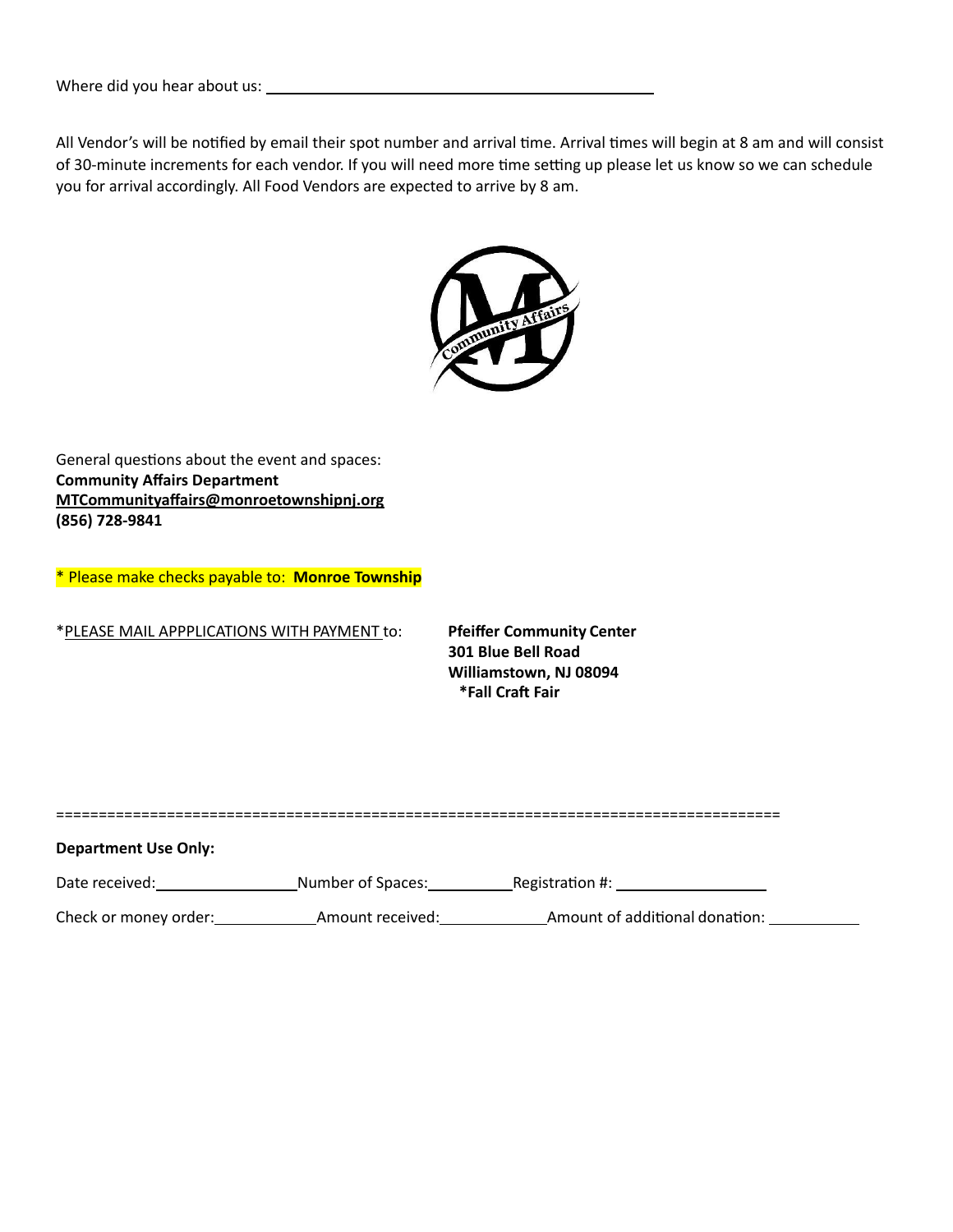Where did you hear about us: \_\_\_\_\_\_\_\_\_\_\_\_\_\_\_\_\_\_\_\_\_\_\_\_\_\_\_\_\_\_\_\_\_\_\_\_\_\_\_\_

All Vendor's will be notified by email their spot number and arrival time. Arrival times will begin at 8 am and will consist of 30-minute increments for each vendor. If you will need more time setting up please let us know so we can schedule you for arrival accordingly. All Food Vendors are expected to arrive by 8 am.

General questions about the event and spaces:
**Community Affairs Department**
**MTCommunityaffairs@monroetownshipnj.org**
**(856) 728-9841**

* Please make checks payable to: **Monroe Township**

*PLEASE MAIL APPPLICATIONS WITH PAYMENT to:

**Pfeiffer Community Center**
**301 Blue Bell Road**
**Williamstown, NJ 08094**
**\*Fall Craft Fair**

======================================================================

**Department Use Only:**

Date received: \_\_\_\_\_\_\_\_\_\_\_\_\_\_ Number of Spaces: \_\_\_\_\_\_\_\_\_\_ Registration #: \_\_\_\_\_\_\_\_\_\_\_\_\_\_\_\_

Check or money order: \_\_\_\_\_\_\_\_\_\_\_ Amount received: \_\_\_\_\_\_\_\_\_\_\_ Amount of additional donation: \_\_\_\_\_\_\_\_\_\_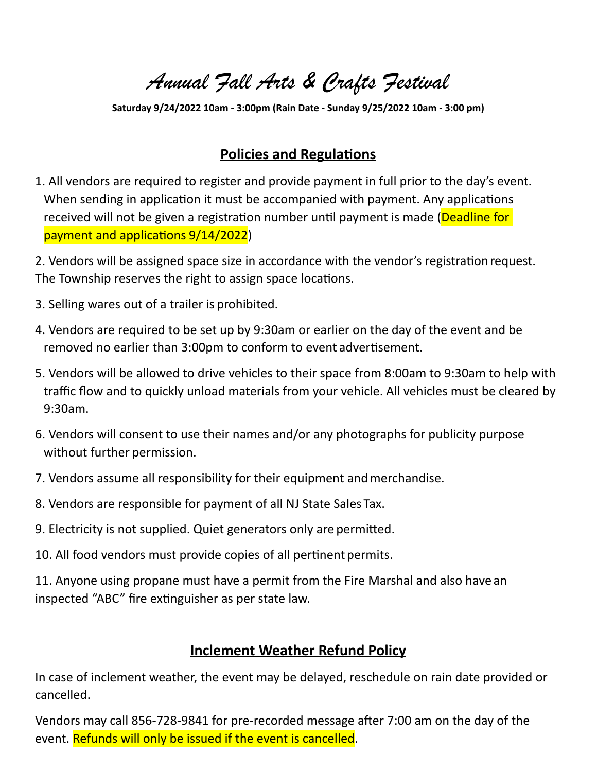# *Annual Fall Arts & Crafts Festival*

**Saturday 9/24/2022 10am - 3:00pm (Rain Date - Sunday 9/25/2022 10am - 3:00 pm)**

## Policies and Regulations

1. All vendors are required to register and provide payment in full prior to the day's event. When sending in application it must be accompanied with payment. Any applications received will not be given a registration number until payment is made (Deadline for payment and applications 9/14/2022)

2. Vendors will be assigned space size in accordance with the vendor's registration request. The Township reserves the right to assign space locations.

3. Selling wares out of a trailer is prohibited.

4. Vendors are required to be set up by 9:30am or earlier on the day of the event and be removed no earlier than 3:00pm to conform to event advertisement.

5. Vendors will be allowed to drive vehicles to their space from 8:00am to 9:30am to help with traffic flow and to quickly unload materials from your vehicle. All vehicles must be cleared by 9:30am.

6. Vendors will consent to use their names and/or any photographs for publicity purpose without further permission.

7. Vendors assume all responsibility for their equipment and merchandise.

8. Vendors are responsible for payment of all NJ State Sales Tax.

9. Electricity is not supplied. Quiet generators only are permitted.

10. All food vendors must provide copies of all pertinent permits.

11. Anyone using propane must have a permit from the Fire Marshal and also have an inspected "ABC" fire extinguisher as per state law.

## Inclement Weather Refund Policy

In case of inclement weather, the event may be delayed, reschedule on rain date provided or cancelled.

Vendors may call 856-728-9841 for pre-recorded message after 7:00 am on the day of the event. Refunds will only be issued if the event is cancelled.